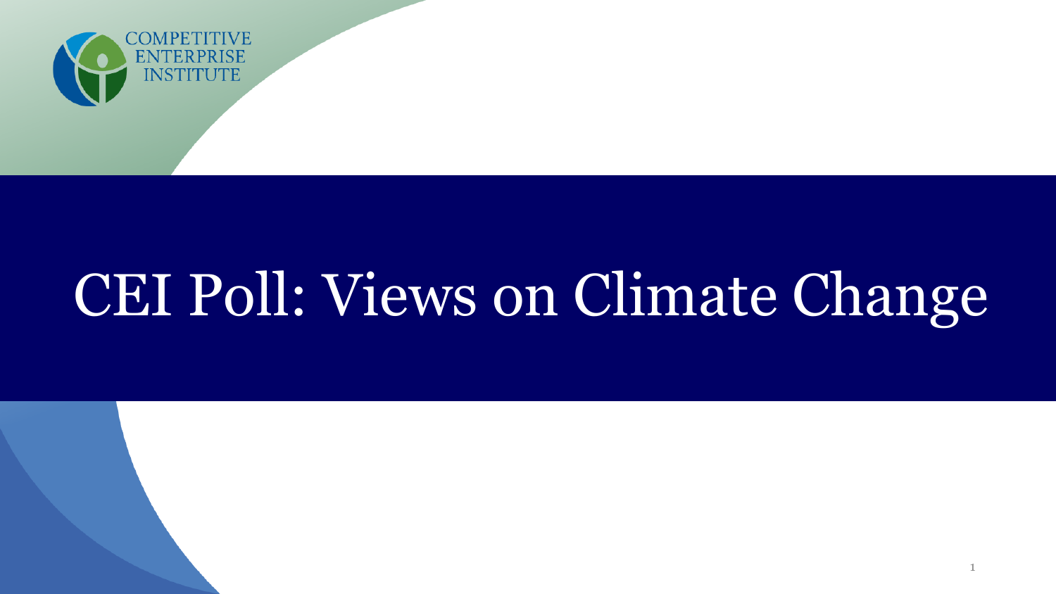COMPETITIVE ENTERPRISE INSTITUTE

# CEI Poll: Views on Climate Change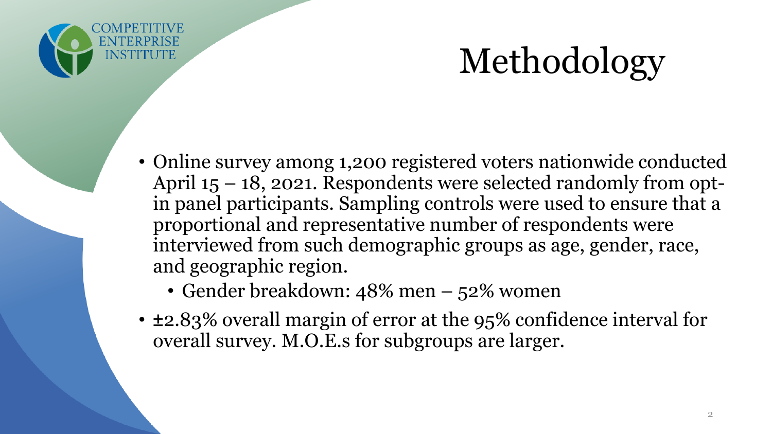# Methodology

- Online survey among 1,200 registered voters nationwide conducted April 15 – 18, 2021. Respondents were selected randomly from opt-in panel participants. Sampling controls were used to ensure that a proportional and representative number of respondents were interviewed from such demographic groups as age, gender, race, and geographic region.
  - Gender breakdown: 48% men – 52% women
- ±2.83% overall margin of error at the 95% confidence interval for overall survey. M.O.E.s for subgroups are larger.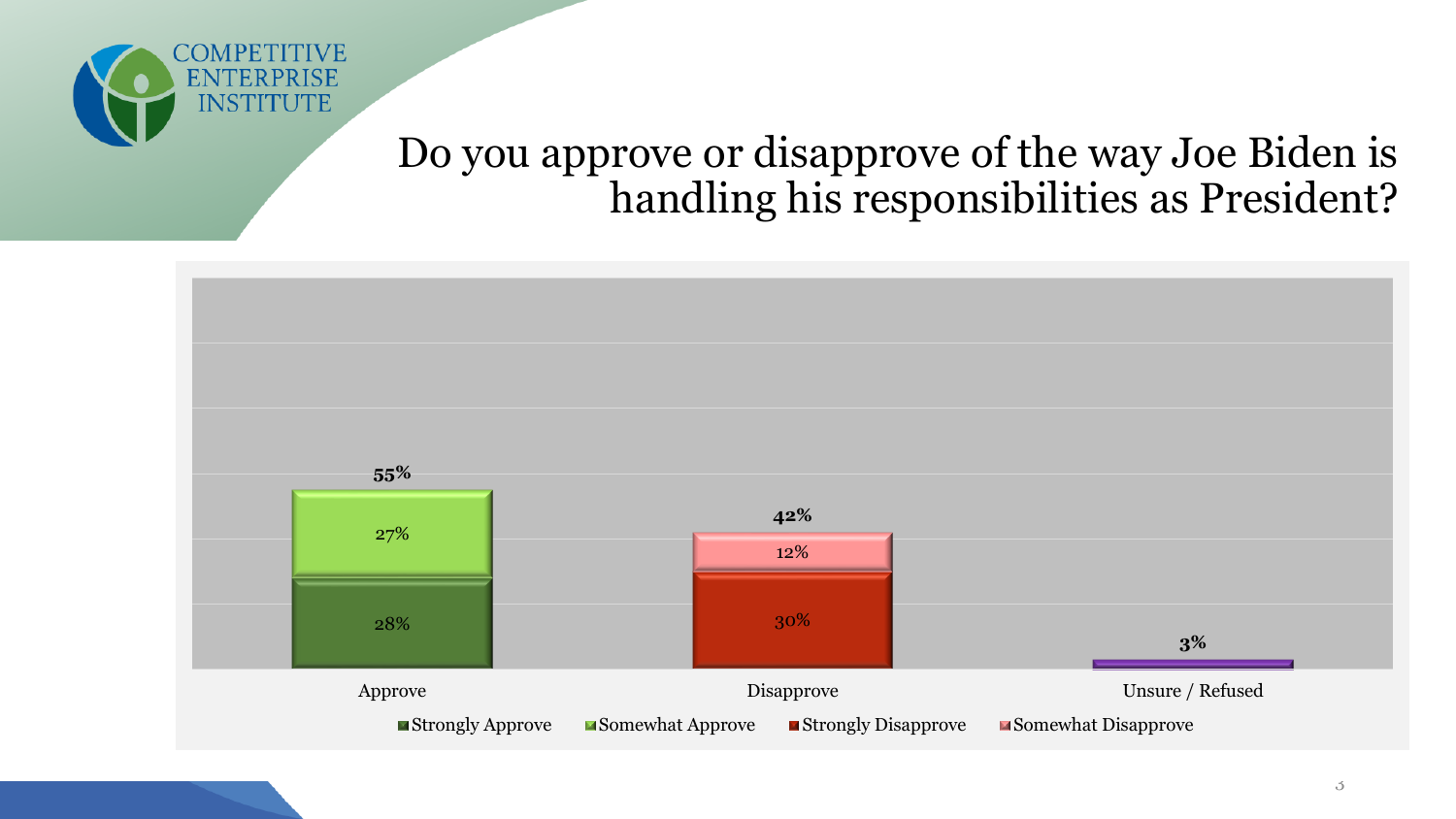# Do you approve or disapprove of the way Joe Biden is handling his responsibilities as President?

55%

27%

28%

42%

12%

30%

3%

Approve

Disapprove

Unsure / Refused

Strongly Approve

Somewhat Approve

Strongly Disapprove

Somewhat Disapprove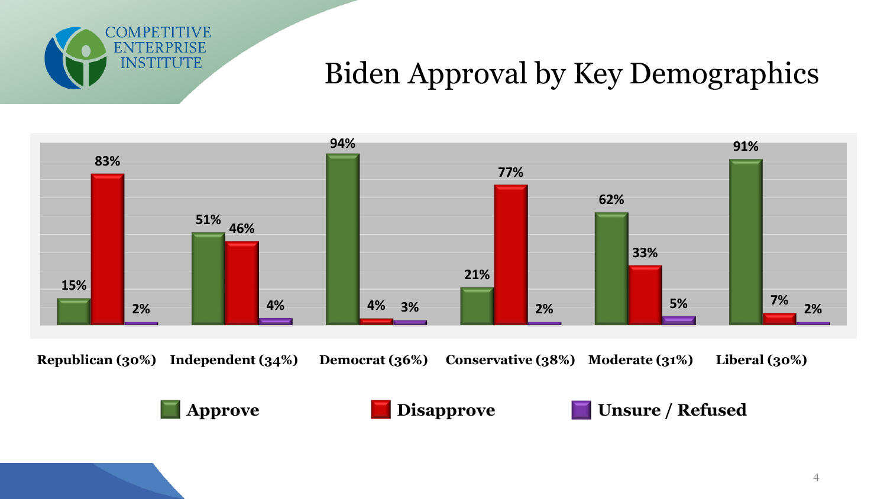# Biden Approval by Key Demographics

15%
83%
2%
51%
46%
4%
94%
4%
3%
21%
77%
2%
62%
33%
5%
91%
7%
2%

Republican (30%) Independent (34%) Democrat (36%) Conservative (38%) Moderate (31%) Liberal (30%)

Approve
Disapprove
Unsure / Refused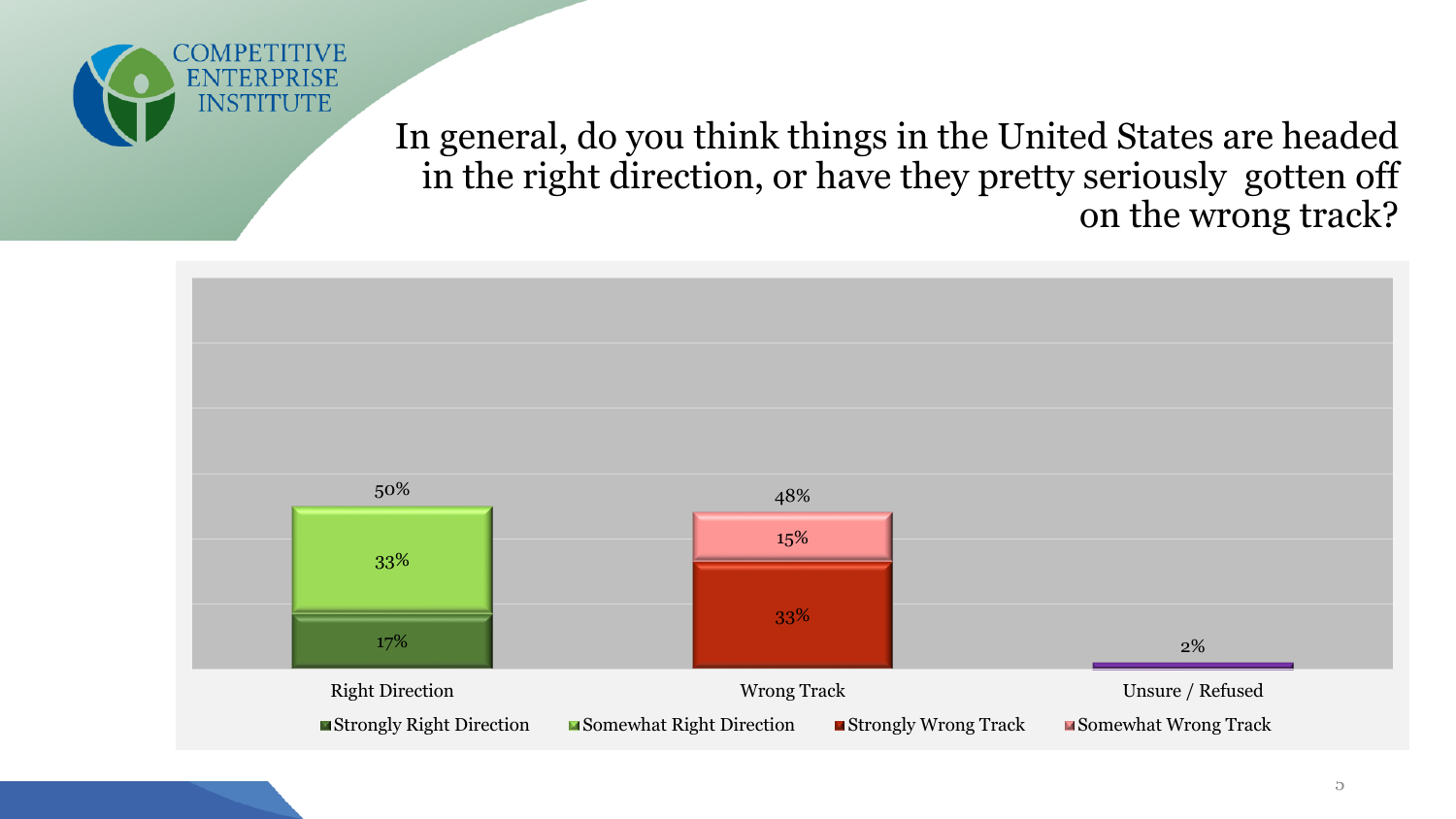COMPETITIVE ENTERPRISE INSTITUTE

# In general, do you think things in the United States are headed in the right direction, or have they pretty seriously gotten off on the wrong track?

50%

33%

17%

48%

15%

33%

2%

Right Direction

Wrong Track

Unsure / Refused

Strongly Right Direction

Somewhat Right Direction

Strongly Wrong Track

Somewhat Wrong Track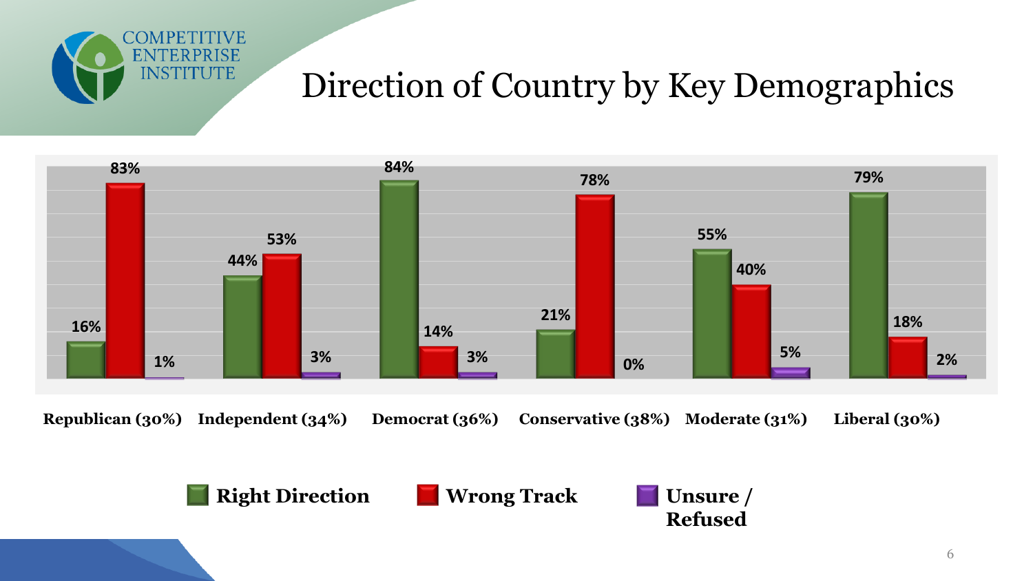# Direction of Country by Key Demographics

83%
84%
78%
79%
55%
53%
44%
40%
21%
16%
14%
18%
1%
3%
3%
0%
5%
2%

Republican (30%) Independent (34%) Democrat (36%) Conservative (38%) Moderate (31%) Liberal (30%)

Right Direction
Wrong Track
Unsure / Refused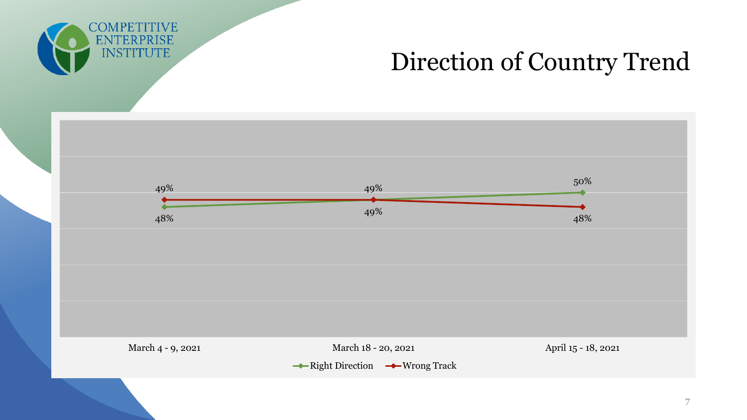# Direction of Country Trend

49%
49%
50%
48%
49%
48%

March 4 - 9, 2021
March 18 - 20, 2021
April 15 - 18, 2021

Right Direction
Wrong Track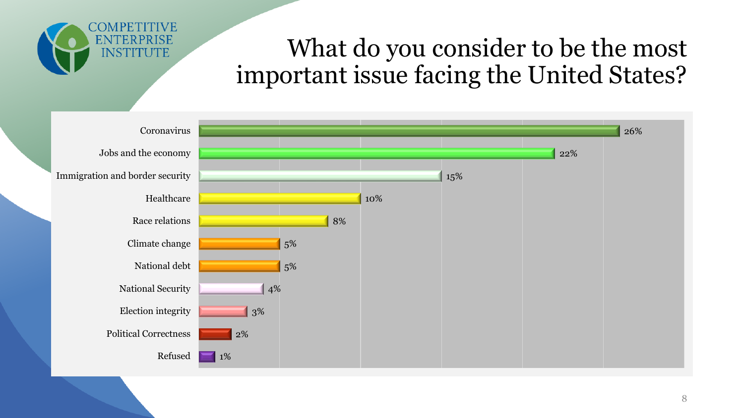COMPETITIVE ENTERPRISE INSTITUTE

# What do you consider to be the most important issue facing the United States?

Coronavirus 26%

Jobs and the economy 22%

Immigration and border security 15%

Healthcare 10%

Race relations 8%

Climate change 5%

National debt 5%

National Security 4%

Election integrity 3%

Political Correctness 2%

Refused 1%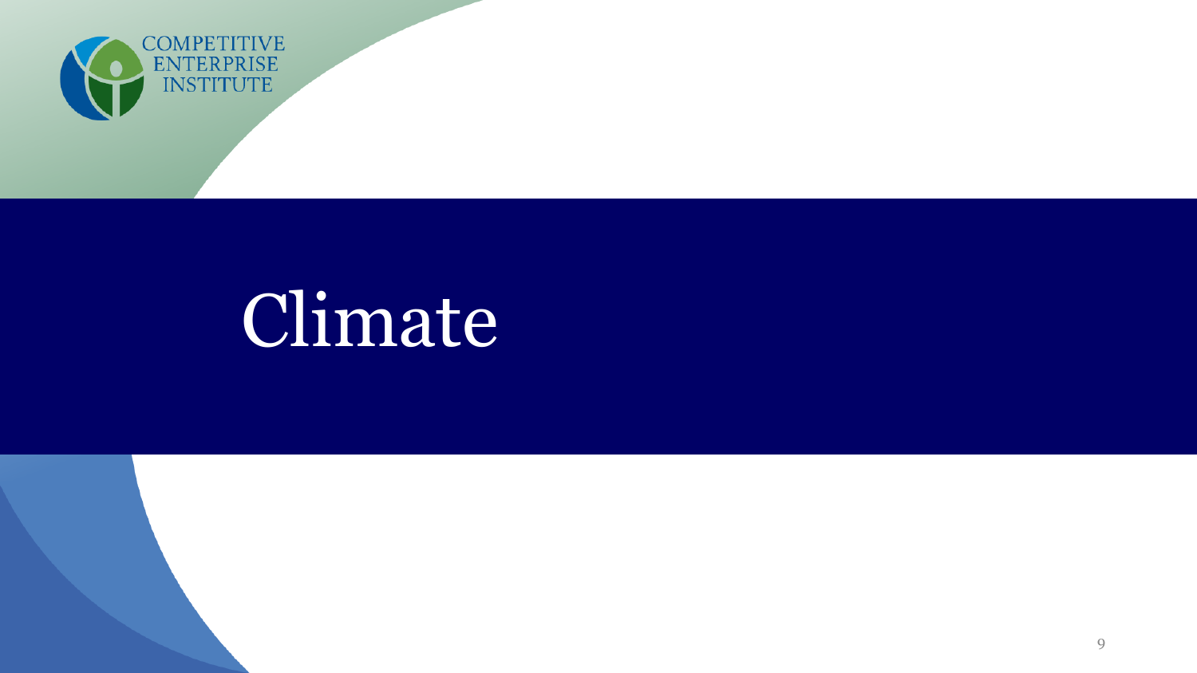# Climate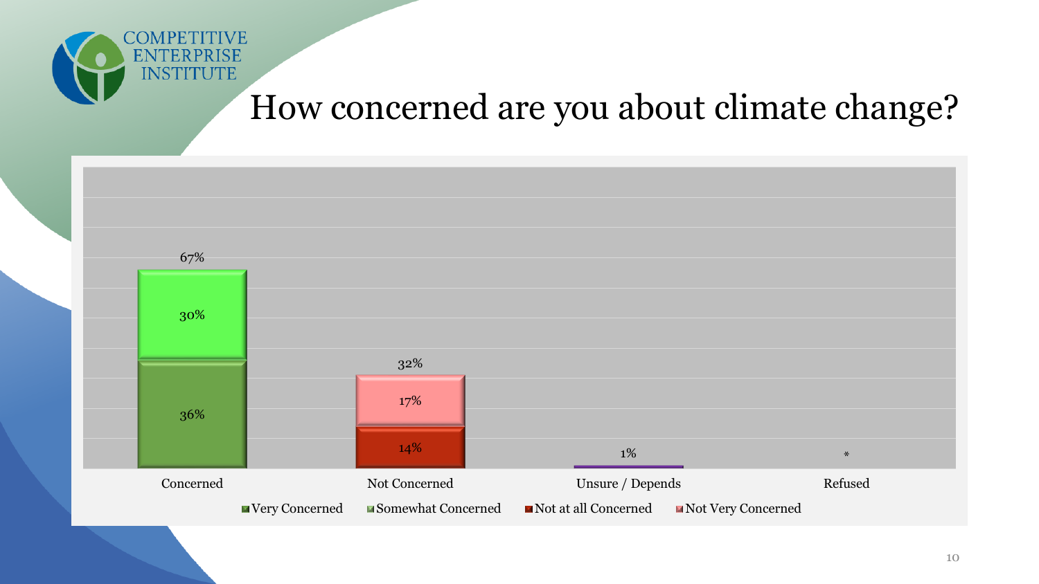# How concerned are you about climate change?

67%

30%

36%

32%

17%

14%

1%

*

Concerned

Not Concerned

Unsure / Depends

Refused

Very Concerned

Somewhat Concerned

Not at all Concerned

Not Very Concerned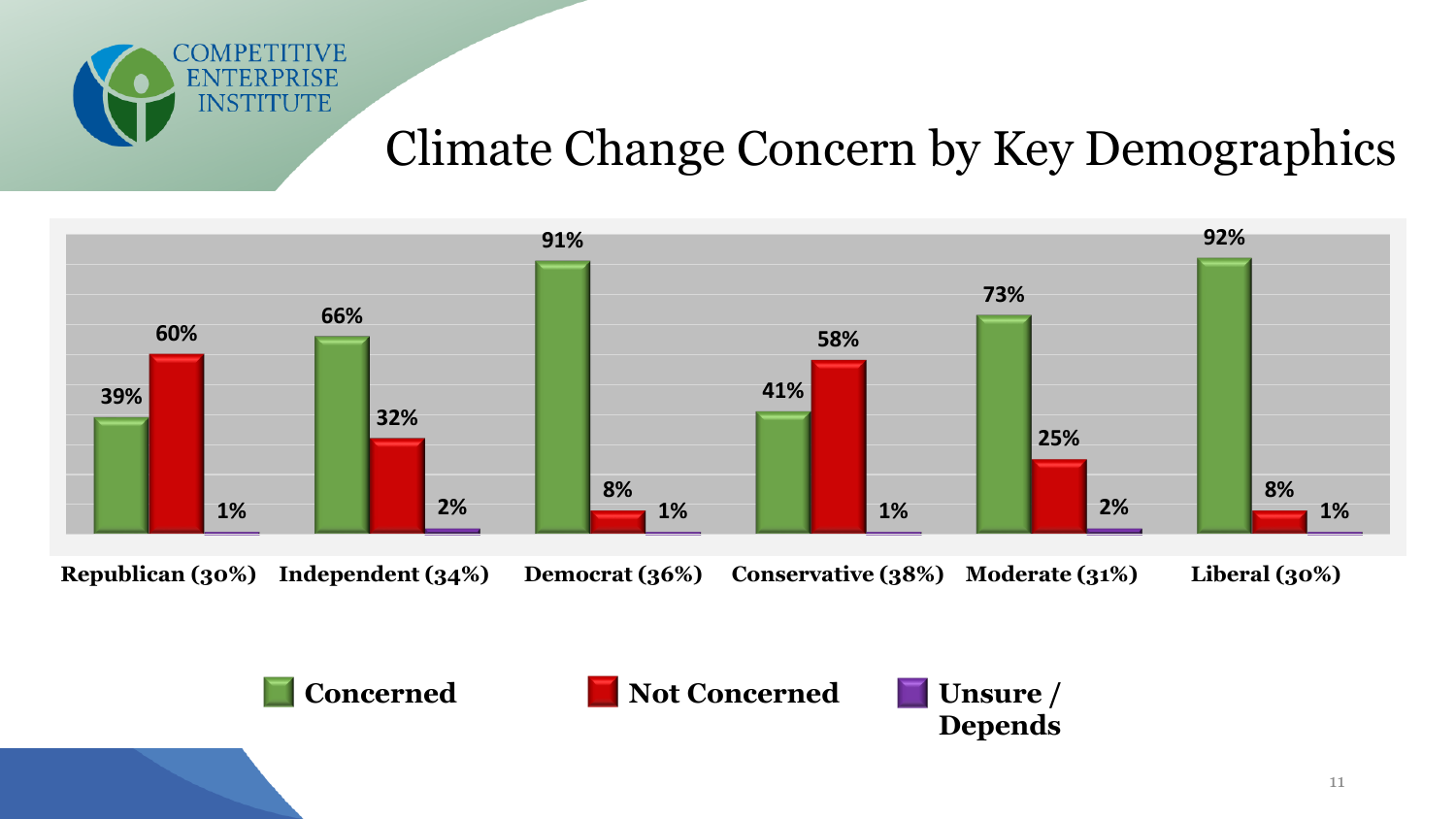# Climate Change Concern by Key Demographics

39%
60%
1%
66%
32%
2%
91%
8%
1%
41%
58%
1%
73%
25%
2%
92%
8%
1%

Republican (30%)
Independent (34%)
Democrat (36%)
Conservative (38%)
Moderate (31%)
Liberal (30%)

Concerned
Not Concerned
Unsure / Depends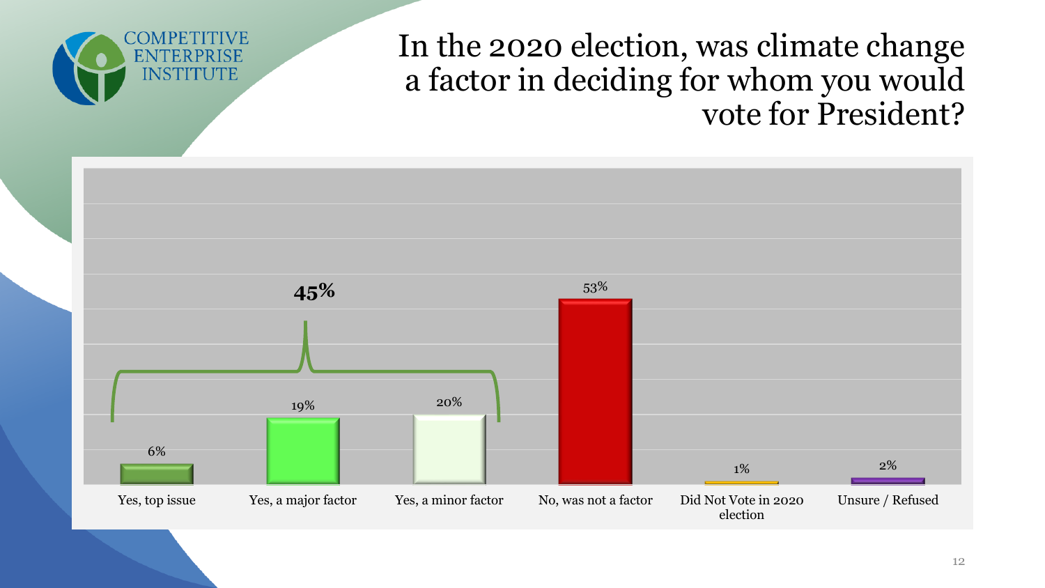# In the 2020 election, was climate change a factor in deciding for whom you would vote for President?

**45%**

6%

19%

20%

53%

1%

2%

Yes, top issue

Yes, a major factor

Yes, a minor factor

No, was not a factor

Did Not Vote in 2020 election

Unsure / Refused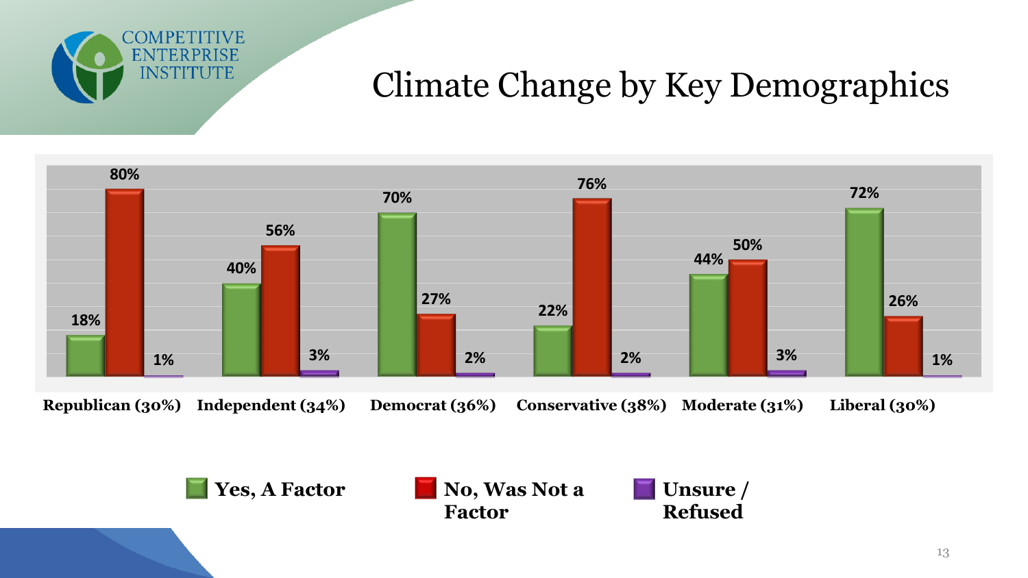COMPETITIVE ENTERPRISE INSTITUTE

# Climate Change by Key Demographics

80%
18%
1%
40%
56%
3%
70%
27%
2%
22%
76%
2%
44%
50%
3%
72%
26%
1%

Republican (30%)
Independent (34%)
Democrat (36%)
Conservative (38%)
Moderate (31%)
Liberal (30%)

Yes, A Factor
No, Was Not a Factor
Unsure / Refused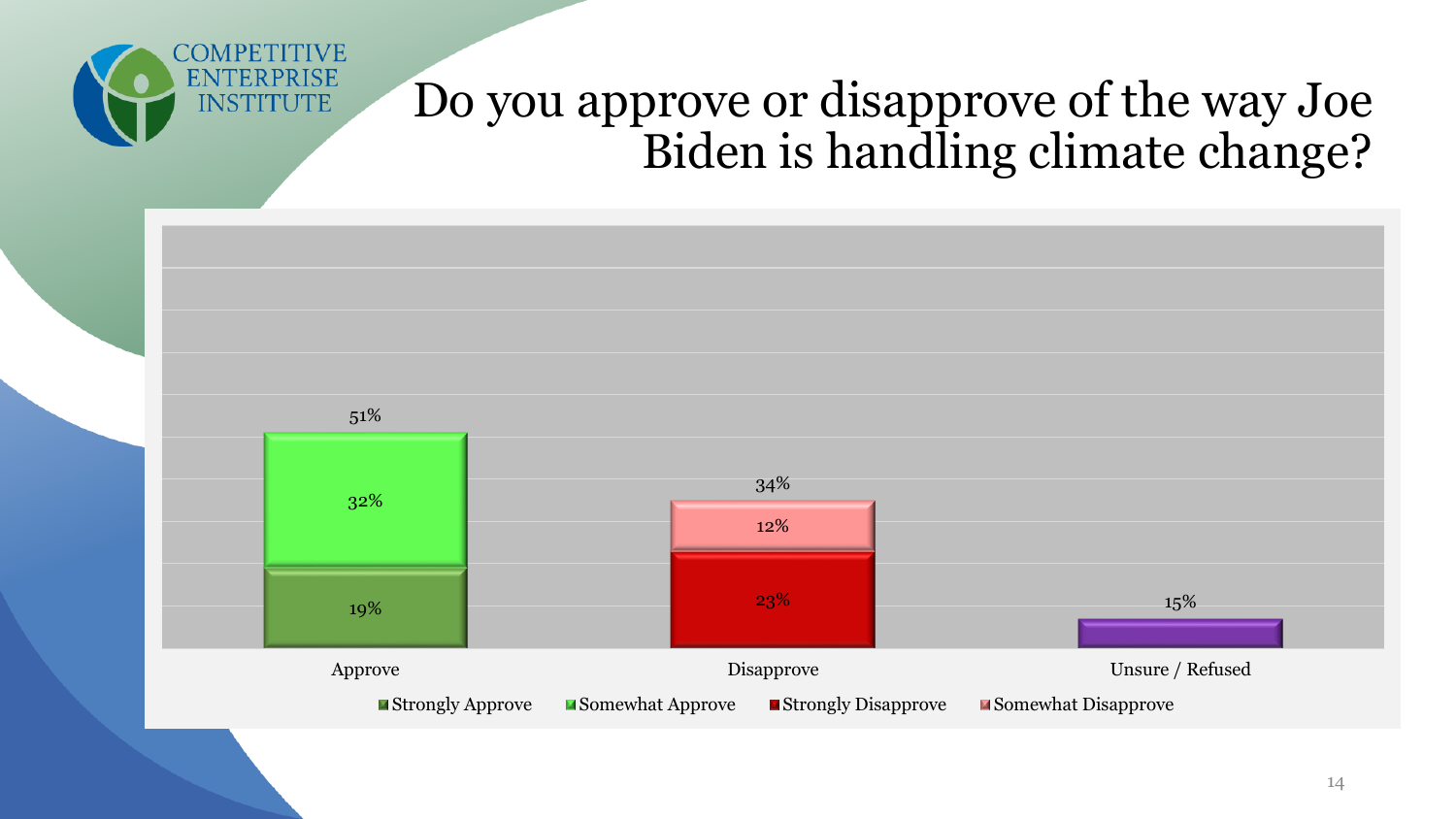# Do you approve or disapprove of the way Joe Biden is handling climate change?

51%

32%

19%

34%

12%

23%

15%

Approve

Disapprove

Unsure / Refused

Strongly Approve

Somewhat Approve

Strongly Disapprove

Somewhat Disapprove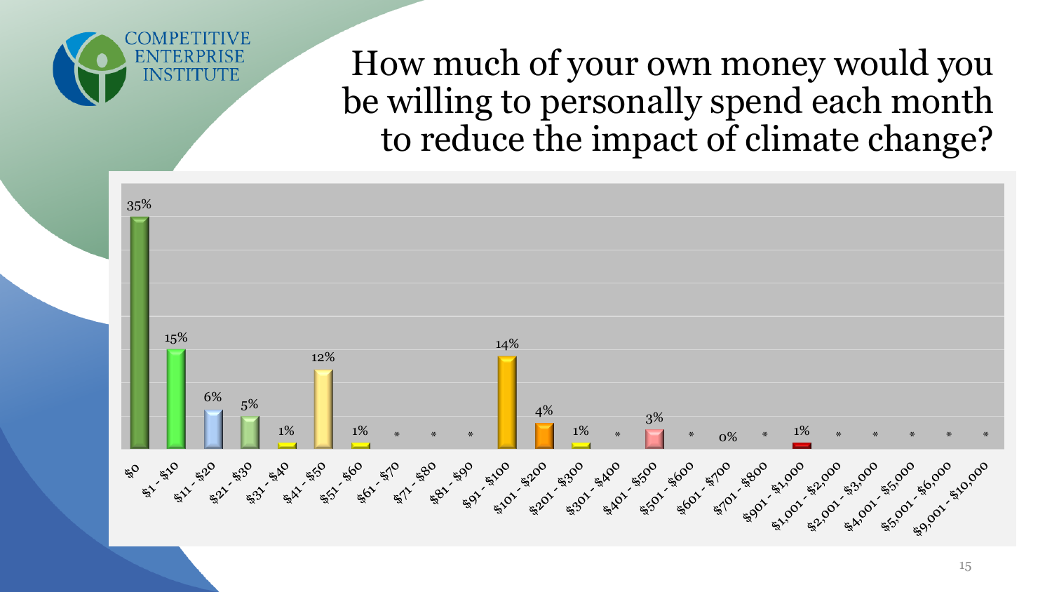# How much of your own money would you be willing to personally spend each month to reduce the impact of climate change?

35%
15%
6%
5%
1%
12%
1%
*
*
*
14%
4%
1%
*
3%
*
0%
*
1%
*
*
*
*
*

$0
$1 - $10
$11 - $20
$21 - $30
$31 - $40
$41 - $50
$51 - $60
$61 - $70
$71 - $80
$81 - $90
$91 - $100
$101 - $200
$201 - $300
$301 - $400
$401 - $500
$501 - $600
$601 - $700
$701 - $800
$901 - $1,000
$1,001 - $2,000
$2,001 - $3,000
$4,001 - $5,000
$5,001 - $6,000
$9,001 - $10,000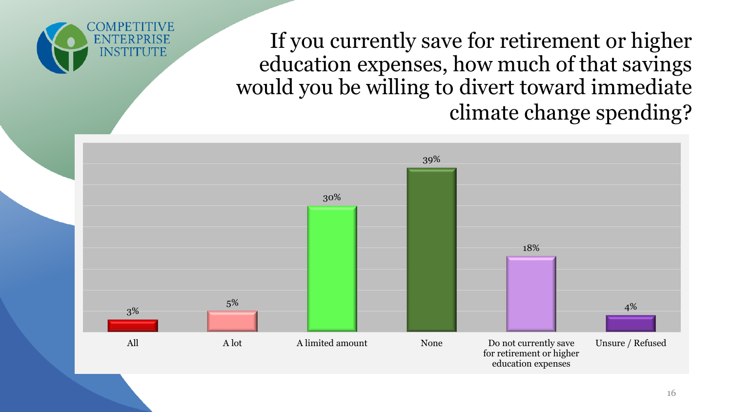# If you currently save for retirement or higher education expenses, how much of that savings would you be willing to divert toward immediate climate change spending?

3%
All

5%
A lot

30%
A limited amount

39%
None

18%
Do not currently save for retirement or higher education expenses

4%
Unsure / Refused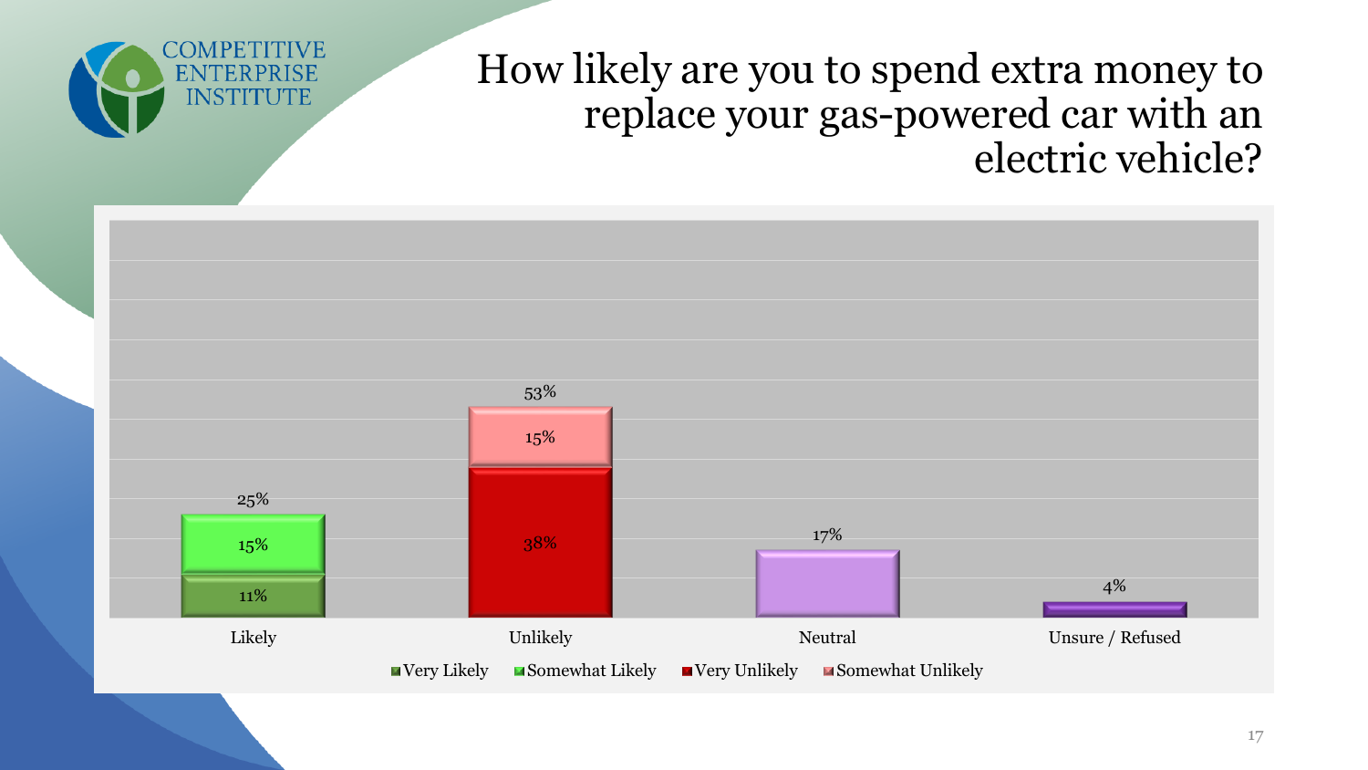# How likely are you to spend extra money to replace your gas-powered car with an electric vehicle?

25%
15%
11%
53%
15%
38%
17%
4%

Likely
Unlikely
Neutral
Unsure / Refused

Very Likely
Somewhat Likely
Very Unlikely
Somewhat Unlikely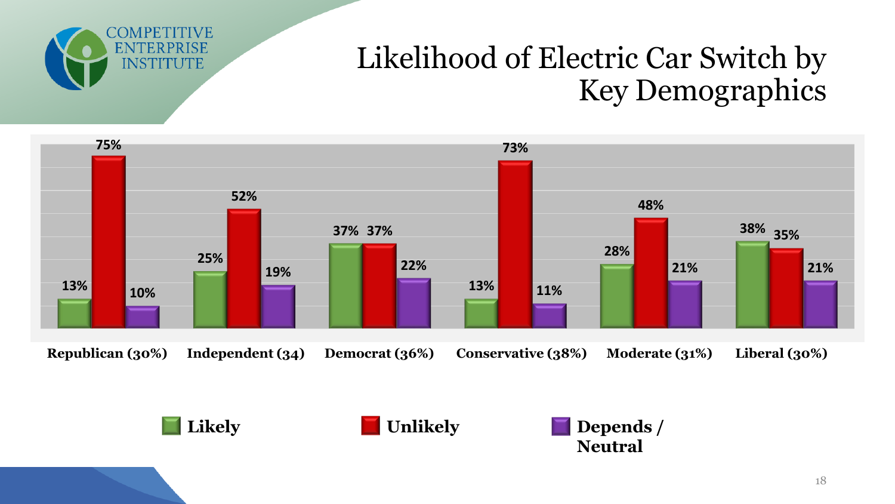# Likelihood of Electric Car Switch by Key Demographics

75%
13%
10%
52%
25%
19%
37% 37%
22%
73%
13%
11%
48%
28%
21%
38% 35%
21%

Republican (30%) Independent (34) Democrat (36%) Conservative (38%) Moderate (31%) Liberal (30%)

Likely
Unlikely
Depends / Neutral